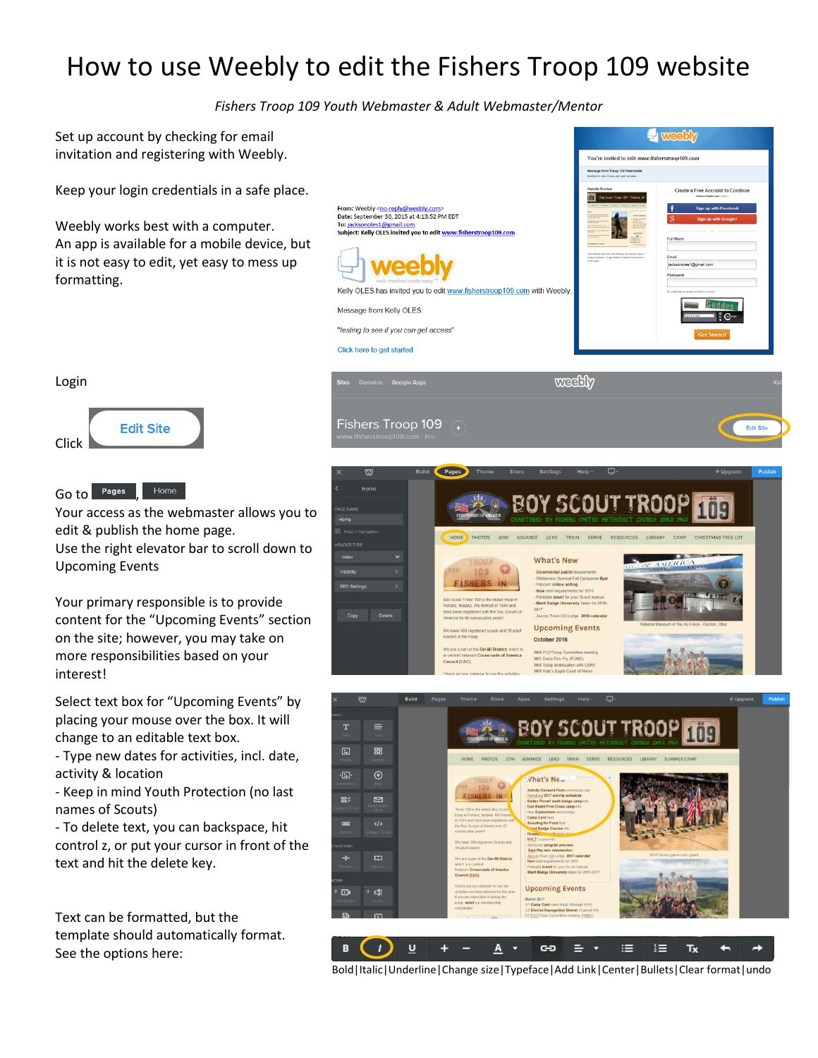# How to use Weebly to edit the Fishers Troop 109 website

*Fishers Troop 109 Youth Webmaster & Adult Webmaster/Mentor*

Set up account by checking for email invitation and registering with Weebly.

Keep your login credentials in a safe place.

Weebly works best with a computer. An app is available for a mobile device, but it is not easy to edit, yet easy to mess up formatting.

**From:** Weebly <no-reply@weebly.com>
**Date:** September 30, 2015 at 4:13:52 PM EDT
**To:** jacksonoles1@gmail.com
**Subject:** Kelly OLES invited you to edit www.fisherstroop109.com

Kelly OLES has invited you to edit www.fisherstroop109.com with Weebly.

Message from Kelly OLES:

"testing to see if you can get access"

Click here to get started

Login

Click Edit Site

Go to Pages, Home

Your access as the webmaster allows you to edit & publish the home page.

Use the right elevator bar to scroll down to Upcoming Events

Your primary responsible is to provide content for the "Upcoming Events" section on the site; however, you may take on more responsibilities based on your interest!

Select text box for "Upcoming Events" by placing your mouse over the box. It will change to an editable text box.

- Type new dates for activities, incl. date, activity & location
- Keep in mind Youth Protection (no last names of Scouts)
- To delete text, you can backspace, hit control z, or put your cursor in front of the text and hit the delete key.

Text can be formatted, but the template should automatically format. See the options here:

Bold | Italic | Underline | Change size | Typeface | Add Link | Center | Bullets | Clear format | undo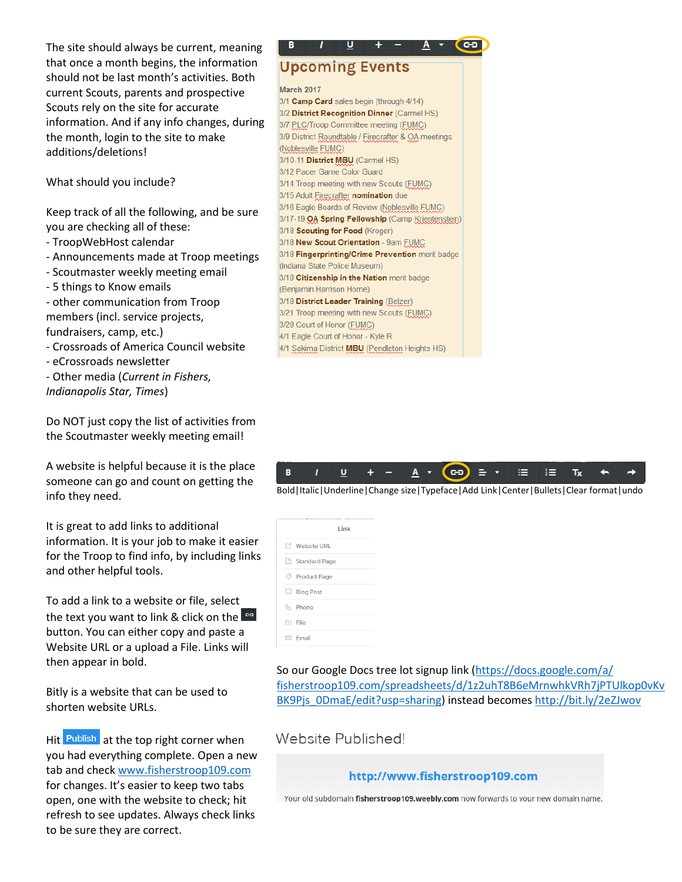The site should always be current, meaning that once a month begins, the information should not be last month's activities. Both current Scouts, parents and prospective Scouts rely on the site for accurate information. And if any info changes, during the month, login to the site to make additions/deletions!

What should you include?

Keep track of all the following, and be sure you are checking all of these:

- TroopWebHost calendar
- Announcements made at Troop meetings
- Scoutmaster weekly meeting email
- 5 things to Know emails
- other communication from Troop members (incl. service projects, fundraisers, camp, etc.)
- Crossroads of America Council website
- eCrossroads newsletter
- Other media (*Current in Fishers, Indianapolis Star, Times*)

Do NOT just copy the list of activities from the Scoutmaster weekly meeting email!

A website is helpful because it is the place someone can go and count on getting the info they need.

It is great to add links to additional information. It is your job to make it easier for the Troop to find info, by including links and other helpful tools.

To add a link to a website or file, select the text you want to link & click on the button. You can either copy and paste a Website URL or a upload a File. Links will then appear in bold.

Bitly is a website that can be used to shorten website URLs.

Hit **Publish** at the top right corner when you had everything complete. Open a new tab and check www.fisherstroop109.com for changes. It's easier to keep two tabs open, one with the website to check; hit refresh to see updates. Always check links to be sure they are correct.

B I U + − A

## Upcoming Events

**March 2017**

3/1 **Camp Card** sales begin (through 4/14)
3/2 **District Recognition Dinner** (Carmel HS)
3/7 PLC/Troop Committee meeting (FUMC)
3/9 District Roundtable / Firecrafter & OA meetings (Noblesville FUMC)
3/10-11 **District MBU** (Carmel HS)
3/12 Pacer Game Color Guard
3/14 Troop meeting with new Scouts (FUMC)
3/15 Adult Firecrafter **nomination** due
3/16 Eagle Boards of Review (Noblesville FUMC)
3/17-19 **OA Spring Fellowship** (Camp Krientenstein)
3/18 **Scouting for Food** (Kroger)
3/18 **New Scout Orientation** - 9am FUMC
3/18 **Fingerprinting/Crime Prevention** merit badge (Indiana State Police Museum)
3/18 **Citizenship in the Nation** merit badge (Benjamin Harrison Home)
3/18 **District Leader Training** (Belzer)
3/21 Troop meeting with new Scouts (FUMC)
3/28 Court of Honor (FUMC)
4/1 Eagle Court of Honor - Kyle R
4/1 Sakima District **MBU** (Pendleton Heights HS)

Bold | Italic | Underline | Change size | Typeface | Add Link | Center | Bullets | Clear format | undo

Link

- Website URL
- Standard Page
- Product Page
- Blog Post
- Phone
- File
- Email

So our Google Docs tree lot signup link (https://docs.google.com/a/fisherstroop109.com/spreadsheets/d/1z2uhT8B6eMrnwhkVRh7jPTUlkop0vKvBK9Pjs_0DmaE/edit?usp=sharing) instead becomes http://bit.ly/2eZJwov

Website Published!

**http://www.fisherstroop109.com**

Your old subdomain **fisherstroop109.weebly.com** now forwards to your new domain name.